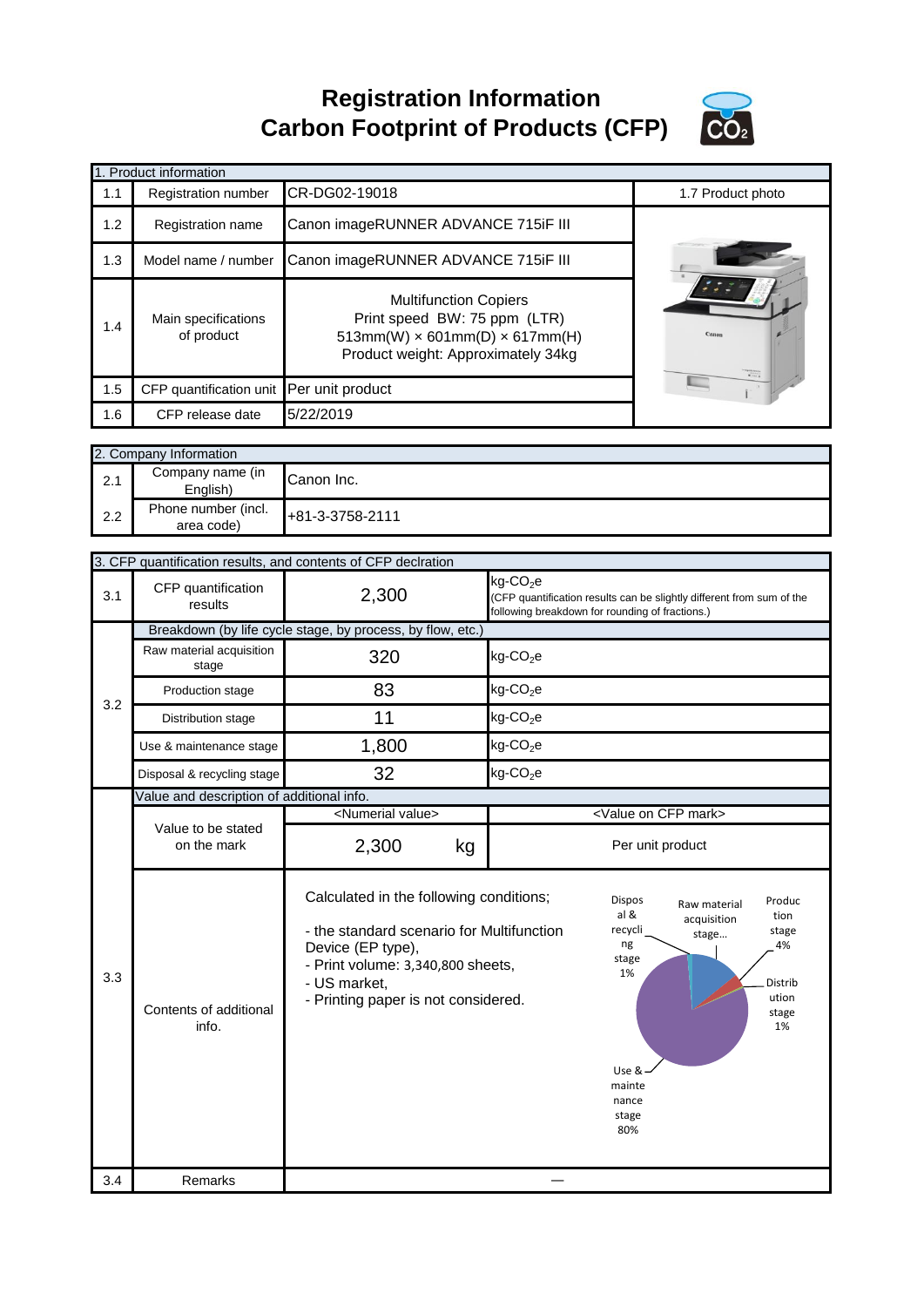# Registration Information
# Carbon Footprint of Products (CFP)

| 1. Product information | | | |
|---|---|---|---|
| 1.1 | Registration number | CR-DG02-19018 | 1.7 Product photo |
| 1.2 | Registration name | Canon imageRUNNER ADVANCE 715iF III | |
| 1.3 | Model name / number | Canon imageRUNNER ADVANCE 715iF III | |
| 1.4 | Main specifications of product | Multifunction Copiers<br>Print speed BW: 75 ppm (LTR)<br>513mm(W) × 601mm(D) × 617mm(H)<br>Product weight: Approximately 34kg | |
| 1.5 | CFP quantification unit | Per unit product | |
| 1.6 | CFP release date | 5/22/2019 | |

| 2. Company Information | | |
|---|---|---|
| 2.1 | Company name (in English) | Canon Inc. |
| 2.2 | Phone number (incl. area code) | +81-3-3758-2111 |

| 3. CFP quantification results, and contents of CFP declration | | | |
|---|---|---|---|
| 3.1 | CFP quantification results | 2,300 | kg-$CO_2$e<br>(CFP quantification results can be slightly different from sum of the following breakdown for rounding of fractions.) |
| 3.2 | Breakdown (by life cycle stage, by process, by flow, etc.) | | |
| | Raw material acquisition stage | 320 | kg-$CO_2$e |
| | Production stage | 83 | kg-$CO_2$e |
| | Distribution stage | 11 | kg-$CO_2$e |
| | Use & maintenance stage | 1,800 | kg-$CO_2$e |
| | Disposal & recycling stage | 32 | kg-$CO_2$e |
| 3.3 | Value and description of additional info. | | |
| | Value to be stated on the mark | <Numerial value><br>2,300 kg | <Value on CFP mark><br>Per unit product |
| | Contents of additional info. | Calculated in the following conditions;<br>- the standard scenario for Multifunction Device (EP type),<br>- Print volume: 3,340,800 sheets,<br>- US market,<br>- Printing paper is not considered. | Raw material acquisition stage…; Production stage 4%; Distribution stage 1%; Use & maintenance stage 80%; Disposal & recycling stage 1% |
| 3.4 | Remarks | — | |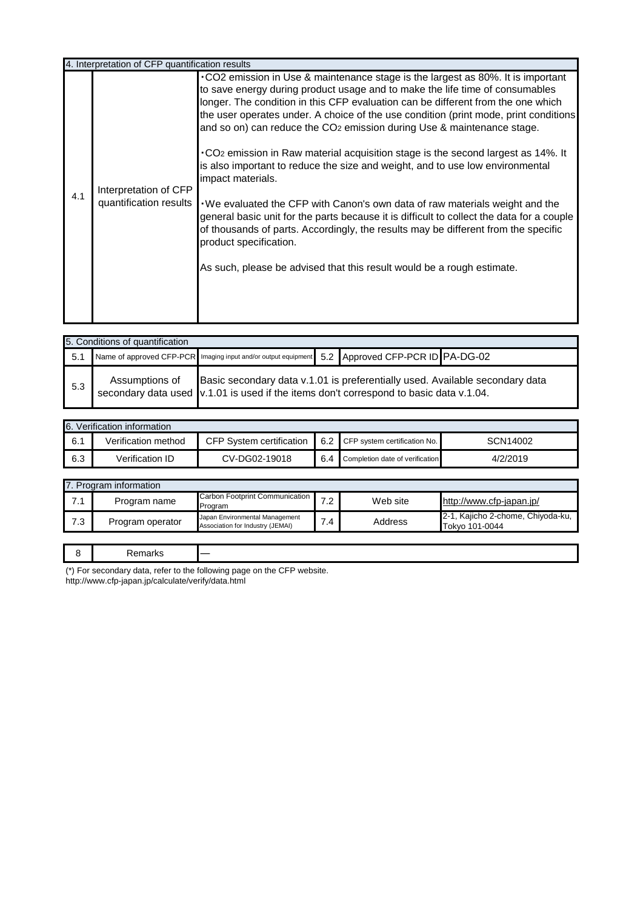## 4. Interpretation of CFP quantification results

| | | |
|---|---|---|
| 4.1 | Interpretation of CFP quantification results | ・$CO_2$ emission in Use & maintenance stage is the largest as 80%. It is important to save energy during product usage and to make the life time of consumables longer. The condition in this CFP evaluation can be different from the one which the user operates under. A choice of the use condition (print mode, print conditions and so on) can reduce the $CO_2$ emission during Use & maintenance stage.<br><br>・$CO_2$ emission in Raw material acquisition stage is the second largest as 14%. It is also important to reduce the size and weight, and to use low environmental impact materials.<br><br>・We evaluated the CFP with Canon's own data of raw materials weight and the general basic unit for the parts because it is difficult to collect the data for a couple of thousands of parts. Accordingly, the results may be different from the specific product specification.<br><br>As such, please be advised that this result would be a rough estimate. |

## 5. Conditions of quantification

| | | | | | |
|---|---|---|---|---|---|
| 5.1 | Name of approved CFP-PCR | Imaging input and/or output equipment | 5.2 | Approved CFP-PCR ID | PA-DG-02 |
| 5.3 | Assumptions of secondary data used | Basic secondary data v.1.01 is preferentially used. Available secondary data v.1.01 is used if the items don't correspond to basic data v.1.04. | | | |

## 6. Verification information

| | | | | | |
|---|---|---|---|---|---|
| 6.1 | Verification method | CFP System certification | 6.2 | CFP system certification No. | SCN14002 |
| 6.3 | Verification ID | CV-DG02-19018 | 6.4 | Completion date of verification | 4/2/2019 |

## 7. Program information

| | | | | | |
|---|---|---|---|---|---|
| 7.1 | Program name | Carbon Footprint Communication Program | 7.2 | Web site | http://www.cfp-japan.jp/ |
| 7.3 | Program operator | Japan Environmental Management Association for Industry (JEMAI) | 7.4 | Address | 2-1, Kajicho 2-chome, Chiyoda-ku, Tokyo 101-0044 |

| | | |
|---|---|---|
| 8 | Remarks | — |

(*) For secondary data, refer to the following page on the CFP website.
http://www.cfp-japan.jp/calculate/verify/data.html